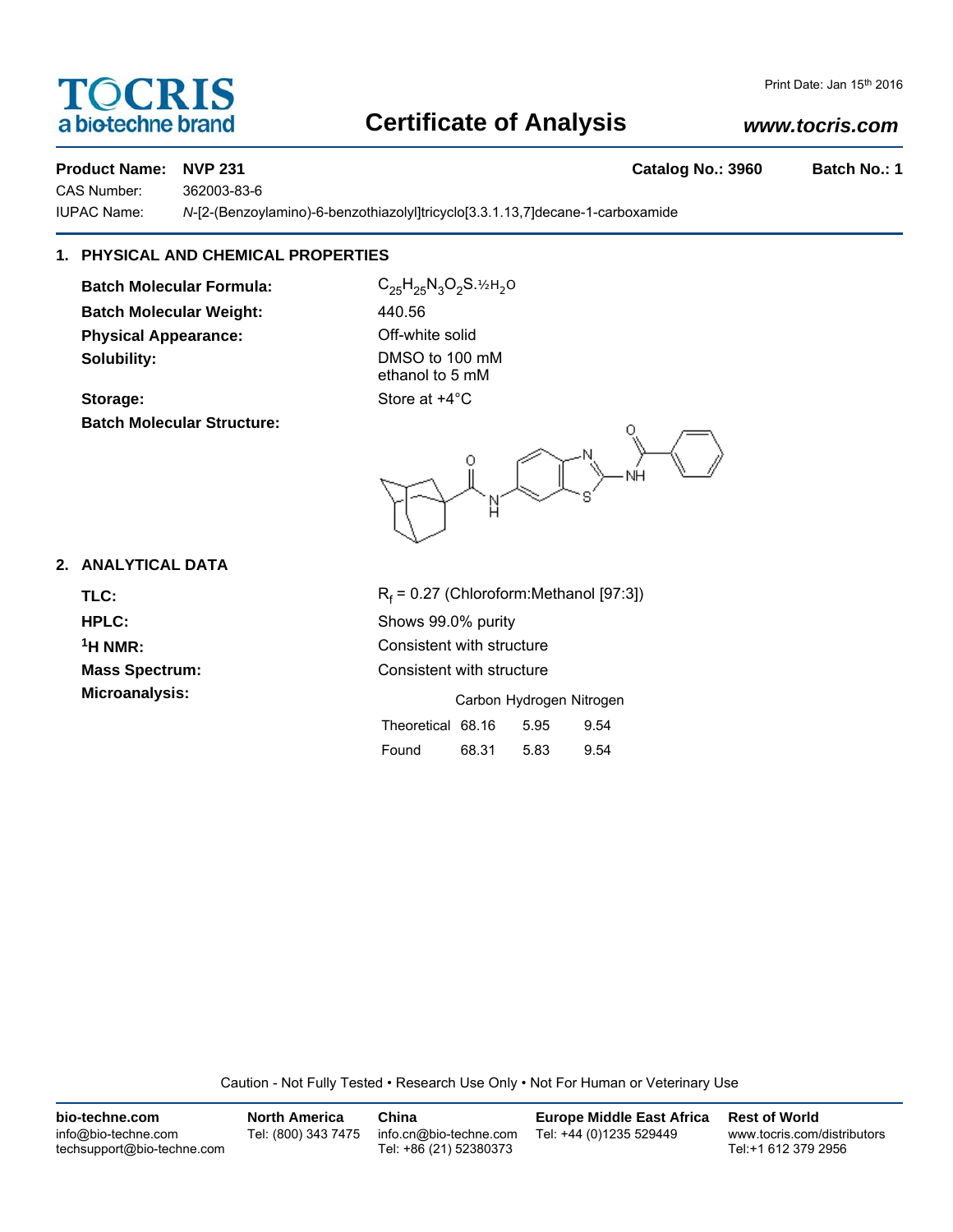# TOCRIS
a biotechne brand

Print Date: Jan 15th 2016

## Certificate of Analysis

www.tocris.com

**Product Name:** **NVP 231** **Catalog No.: 3960** **Batch No.: 1**

CAS Number: 362003-83-6

IUPAC Name: *N*-[2-(Benzoylamino)-6-benzothiazolyl]tricyclo[3.3.1.13,7]decane-1-carboxamide

### 1. PHYSICAL AND CHEMICAL PROPERTIES

**Batch Molecular Formula:** $C_{25}H_{25}N_3O_2S.½H_2O$

**Batch Molecular Weight:** 440.56

**Physical Appearance:** Off-white solid

**Solubility:** DMSO to 100 mM
ethanol to 5 mM

**Storage:** Store at +4°C

**Batch Molecular Structure:**

### 2. ANALYTICAL DATA

**TLC:** $R_f$ = 0.27 (Chloroform:Methanol [97:3])

**HPLC:** Shows 99.0% purity

**$^1$H NMR:** Consistent with structure

**Mass Spectrum:** Consistent with structure

**Microanalysis:**

| | Carbon | Hydrogen | Nitrogen |
|---|---|---|---|
| Theoretical | 68.16 | 5.95 | 9.54 |
| Found | 68.31 | 5.83 | 9.54 |

Caution - Not Fully Tested • Research Use Only • Not For Human or Veterinary Use

**bio-techne.com**
info@bio-techne.com
techsupport@bio-techne.com

**North America**
Tel: (800) 343 7475

**China**
info.cn@bio-techne.com
Tel: +86 (21) 52380373

**Europe Middle East Africa**
Tel: +44 (0)1235 529449

**Rest of World**
www.tocris.com/distributors
Tel:+1 612 379 2956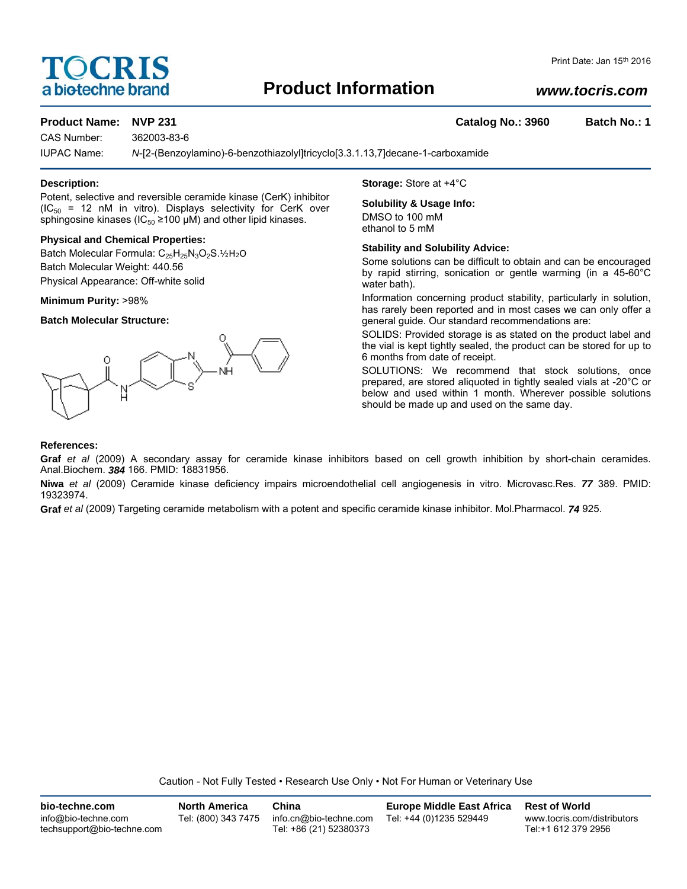# TOCRIS
a biotechne brand

# Product Information

www.tocris.com

Print Date: Jan 15th 2016

**Product Name: NVP 231** **Catalog No.: 3960** **Batch No.: 1**

CAS Number: 362003-83-6

IUPAC Name: *N*-[2-(Benzoylamino)-6-benzothiazolyl]tricyclo[3.3.1.13,7]decane-1-carboxamide

### Description:

Potent, selective and reversible ceramide kinase (CerK) inhibitor ($IC_{50}$ = 12 nM in vitro). Displays selectivity for CerK over sphingosine kinases ($IC_{50}$ ≥100 μM) and other lipid kinases.

### Physical and Chemical Properties:

Batch Molecular Formula: $C_{25}H_{25}N_3O_2S.½H_2O$

Batch Molecular Weight: 440.56

Physical Appearance: Off-white solid

**Minimum Purity:** >98%

### Batch Molecular Structure:

O, O, N, NH, S, N, H

**Storage:** Store at +4°C

### Solubility & Usage Info:

DMSO to 100 mM

ethanol to 5 mM

### Stability and Solubility Advice:

Some solutions can be difficult to obtain and can be encouraged by rapid stirring, sonication or gentle warming (in a 45-60°C water bath).

Information concerning product stability, particularly in solution, has rarely been reported and in most cases we can only offer a general guide. Our standard recommendations are:

SOLIDS: Provided storage is as stated on the product label and the vial is kept tightly sealed, the product can be stored for up to 6 months from date of receipt.

SOLUTIONS: We recommend that stock solutions, once prepared, are stored aliquoted in tightly sealed vials at -20°C or below and used within 1 month. Wherever possible solutions should be made up and used on the same day.

### References:

**Graf** *et al* (2009) A secondary assay for ceramide kinase inhibitors based on cell growth inhibition by short-chain ceramides. Anal.Biochem. ***384*** 166. PMID: 18831956.

**Niwa** *et al* (2009) Ceramide kinase deficiency impairs microendothelial cell angiogenesis in vitro. Microvasc.Res. ***77*** 389. PMID: 19323974.

**Graf** *et al* (2009) Targeting ceramide metabolism with a potent and specific ceramide kinase inhibitor. Mol.Pharmacol. ***74*** 925.

Caution - Not Fully Tested • Research Use Only • Not For Human or Veterinary Use

| bio-techne.com | North America | China | Europe Middle East Africa | Rest of World |
|---|---|---|---|---|
| info@bio-techne.com | Tel: (800) 343 7475 | info.cn@bio-techne.com | Tel: +44 (0)1235 529449 | www.tocris.com/distributors |
| techsupport@bio-techne.com | | Tel: +86 (21) 52380373 | | Tel:+1 612 379 2956 |